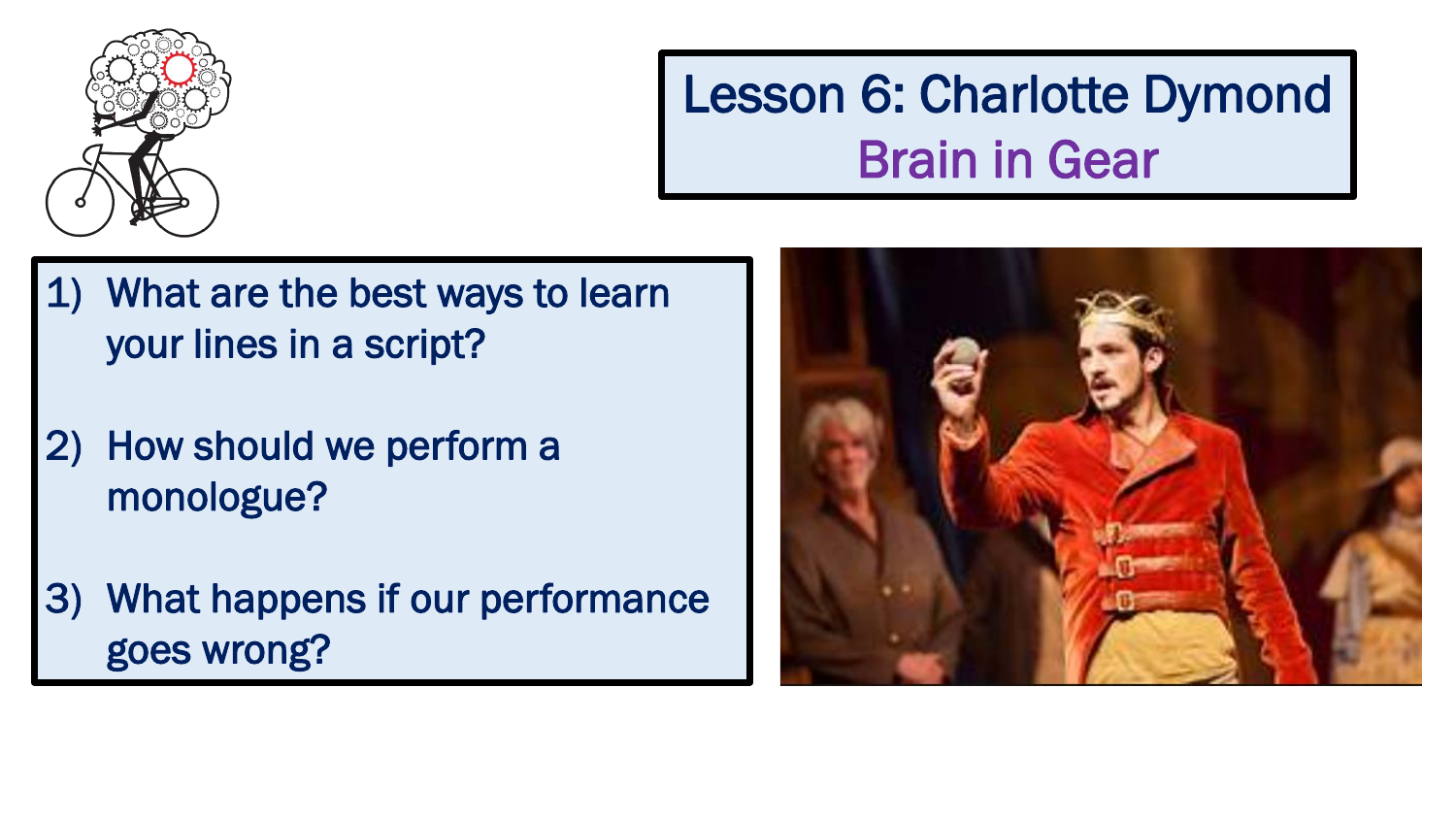# Lesson 6: Charlotte Dymond

## Brain in Gear

1) What are the best ways to learn your lines in a script?

2) How should we perform a monologue?

3) What happens if our performance goes wrong?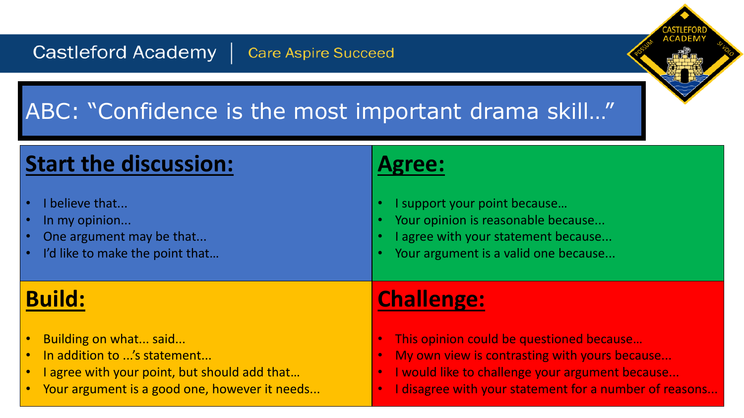# ABC: "Confidence is the most important drama skill…"

## Start the discussion:

- I believe that...
- In my opinion...
- One argument may be that...
- I'd like to make the point that…

## Agree:

- I support your point because…
- Your opinion is reasonable because...
- I agree with your statement because...
- Your argument is a valid one because...

## Build:

- Building on what... said...
- In addition to ...'s statement...
- I agree with your point, but should add that…
- Your argument is a good one, however it needs...

## Challenge:

- This opinion could be questioned because…
- My own view is contrasting with yours because...
- I would like to challenge your argument because...
- I disagree with your statement for a number of reasons...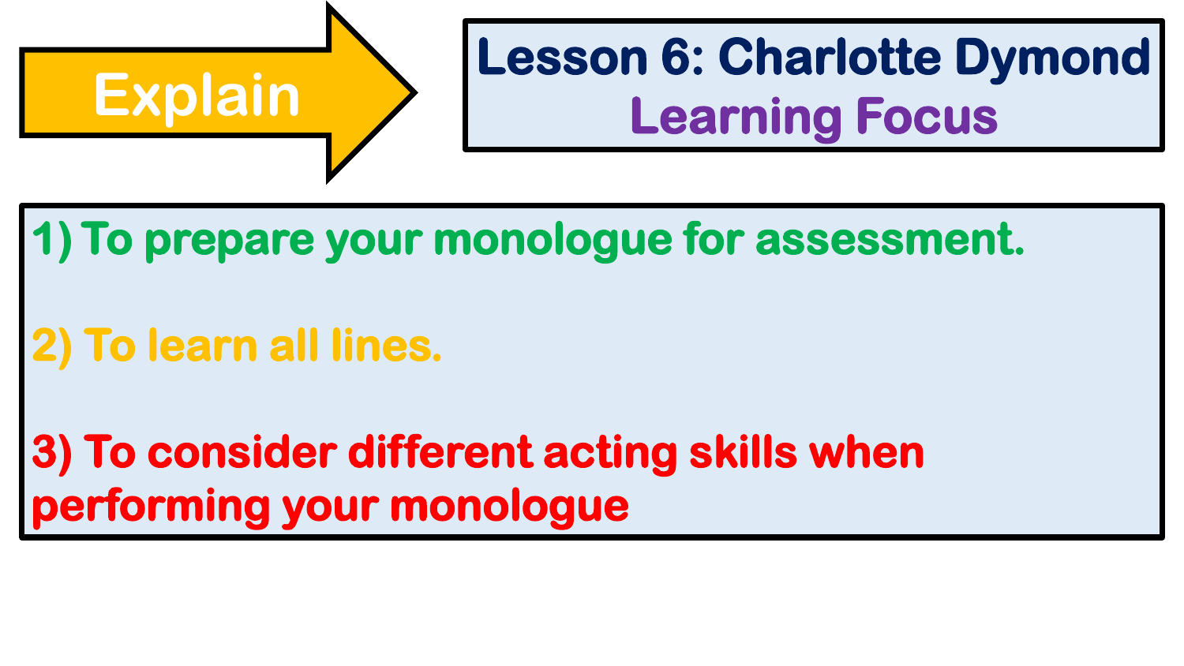**Explain**

# Lesson 6: Charlotte Dymond

## Learning Focus

1) To prepare your monologue for assessment.

2) To learn all lines.

3) To consider different acting skills when performing your monologue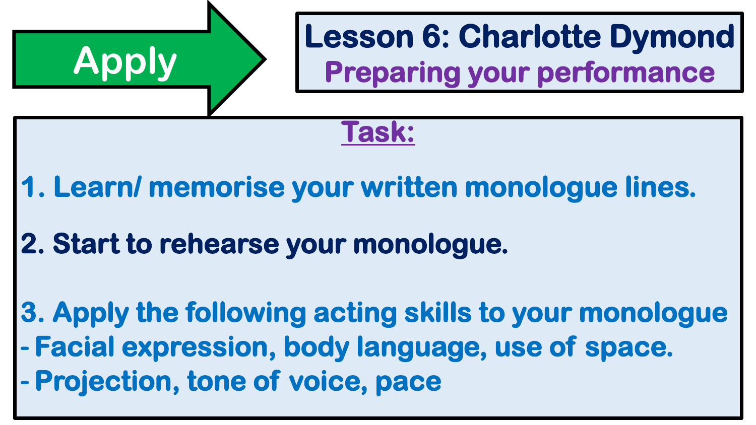Apply

# Lesson 6: Charlotte Dymond

## Preparing your performance

**Task:**

1. Learn/ memorise your written monologue lines.

2. Start to rehearse your monologue.

3. Apply the following acting skills to your monologue
   - Facial expression, body language, use of space.
   - Projection, tone of voice, pace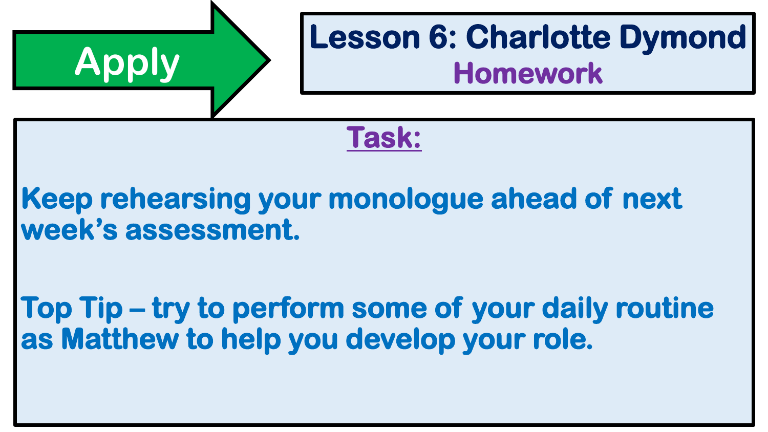Apply

# Lesson 6: Charlotte Dymond

## Homework

**Task:**

**Keep rehearsing your monologue ahead of next week's assessment.**

**Top Tip – try to perform some of your daily routine as Matthew to help you develop your role.**